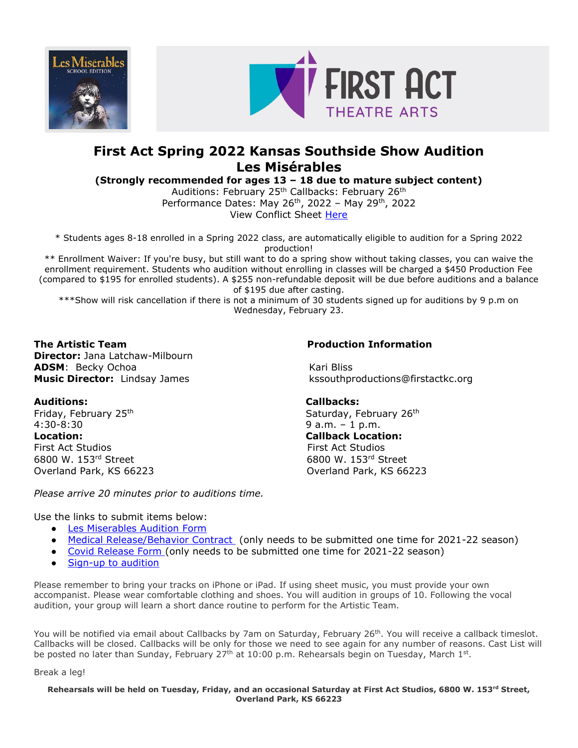# First Act Spring 2022 Kansas Southside Show Audition

# Les Misérables

**(Strongly recommended for ages 13 – 18 due to mature subject content)**

Auditions: February 25th Callbacks: February 26th

Performance Dates: May 26th, 2022 – May 29th, 2022

View Conflict Sheet Here

\* Students ages 8-18 enrolled in a Spring 2022 class, are automatically eligible to audition for a Spring 2022 production!

** Enrollment Waiver: If you're busy, but still want to do a spring show without taking classes, you can waive the enrollment requirement. Students who audition without enrolling in classes will be charged a $450 Production Fee (compared to $195 for enrolled students). A $255 non-refundable deposit will be due before auditions and a balance of $195 due after casting.

***Show will risk cancellation if there is not a minimum of 30 students signed up for auditions by 9 p.m on Wednesday, February 23.

**The Artistic Team**
**Director:** Jana Latchaw-Milbourn
**ADSM**: Becky Ochoa
**Music Director:** Lindsay James

**Production Information**

Kari Bliss
kssouthproductions@firstactkc.org

**Auditions:**
Friday, February 25th
4:30-8:30
**Location:**
First Act Studios
6800 W. 153rd Street
Overland Park, KS 66223

**Callbacks:**
Saturday, February 26th
9 a.m. – 1 p.m.
**Callback Location:**
First Act Studios
6800 W. 153rd Street
Overland Park, KS 66223

*Please arrive 20 minutes prior to auditions time.*

Use the links to submit items below:

- Les Miserables Audition Form
- Medical Release/Behavior Contract (only needs to be submitted one time for 2021-22 season)
- Covid Release Form (only needs to be submitted one time for 2021-22 season)
- Sign-up to audition

Please remember to bring your tracks on iPhone or iPad. If using sheet music, you must provide your own accompanist. Please wear comfortable clothing and shoes. You will audition in groups of 10. Following the vocal audition, your group will learn a short dance routine to perform for the Artistic Team.

You will be notified via email about Callbacks by 7am on Saturday, February 26th. You will receive a callback timeslot. Callbacks will be closed. Callbacks will be only for those we need to see again for any number of reasons. Cast List will be posted no later than Sunday, February 27th at 10:00 p.m. Rehearsals begin on Tuesday, March 1st.

Break a leg!

**Rehearsals will be held on Tuesday, Friday, and an occasional Saturday at First Act Studios, 6800 W. 153rd Street, Overland Park, KS 66223**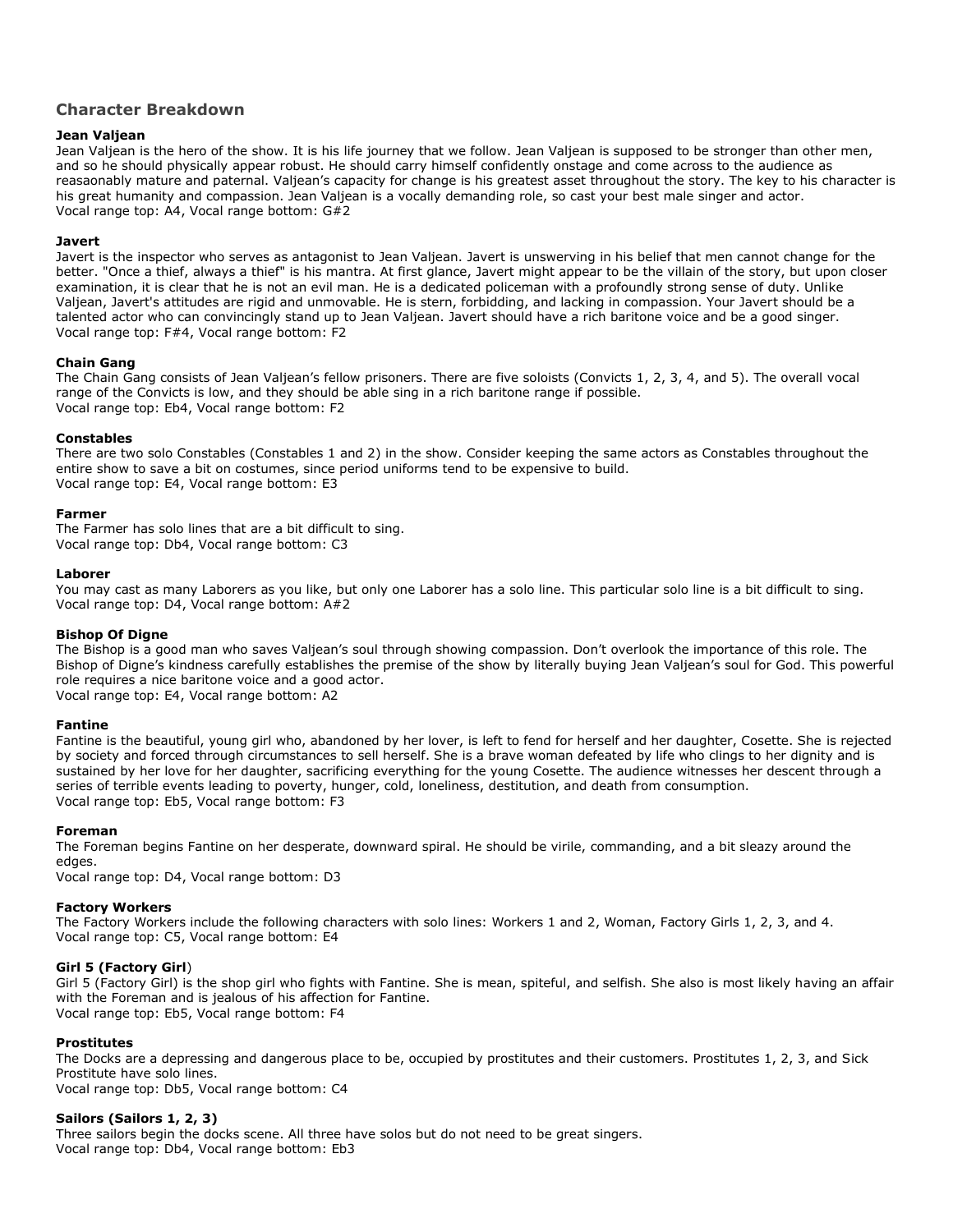## Character Breakdown

**Jean Valjean**
Jean Valjean is the hero of the show. It is his life journey that we follow. Jean Valjean is supposed to be stronger than other men, and so he should physically appear robust. He should carry himself confidently onstage and come across to the audience as reasaonably mature and paternal. Valjean's capacity for change is his greatest asset throughout the story. The key to his character is his great humanity and compassion. Jean Valjean is a vocally demanding role, so cast your best male singer and actor.
Vocal range top: A4, Vocal range bottom: G#2

**Javert**
Javert is the inspector who serves as antagonist to Jean Valjean. Javert is unswerving in his belief that men cannot change for the better. "Once a thief, always a thief" is his mantra. At first glance, Javert might appear to be the villain of the story, but upon closer examination, it is clear that he is not an evil man. He is a dedicated policeman with a profoundly strong sense of duty. Unlike Valjean, Javert's attitudes are rigid and unmovable. He is stern, forbidding, and lacking in compassion. Your Javert should be a talented actor who can convincingly stand up to Jean Valjean. Javert should have a rich baritone voice and be a good singer.
Vocal range top: F#4, Vocal range bottom: F2

**Chain Gang**
The Chain Gang consists of Jean Valjean's fellow prisoners. There are five soloists (Convicts 1, 2, 3, 4, and 5). The overall vocal range of the Convicts is low, and they should be able sing in a rich baritone range if possible.
Vocal range top: Eb4, Vocal range bottom: F2

**Constables**
There are two solo Constables (Constables 1 and 2) in the show. Consider keeping the same actors as Constables throughout the entire show to save a bit on costumes, since period uniforms tend to be expensive to build.
Vocal range top: E4, Vocal range bottom: E3

**Farmer**
The Farmer has solo lines that are a bit difficult to sing.
Vocal range top: Db4, Vocal range bottom: C3

**Laborer**
You may cast as many Laborers as you like, but only one Laborer has a solo line. This particular solo line is a bit difficult to sing.
Vocal range top: D4, Vocal range bottom: A#2

**Bishop Of Digne**
The Bishop is a good man who saves Valjean's soul through showing compassion. Don't overlook the importance of this role. The Bishop of Digne's kindness carefully establishes the premise of the show by literally buying Jean Valjean's soul for God. This powerful role requires a nice baritone voice and a good actor.
Vocal range top: E4, Vocal range bottom: A2

**Fantine**
Fantine is the beautiful, young girl who, abandoned by her lover, is left to fend for herself and her daughter, Cosette. She is rejected by society and forced through circumstances to sell herself. She is a brave woman defeated by life who clings to her dignity and is sustained by her love for her daughter, sacrificing everything for the young Cosette. The audience witnesses her descent through a series of terrible events leading to poverty, hunger, cold, loneliness, destitution, and death from consumption.
Vocal range top: Eb5, Vocal range bottom: F3

**Foreman**
The Foreman begins Fantine on her desperate, downward spiral. He should be virile, commanding, and a bit sleazy around the edges.
Vocal range top: D4, Vocal range bottom: D3

**Factory Workers**
The Factory Workers include the following characters with solo lines: Workers 1 and 2, Woman, Factory Girls 1, 2, 3, and 4.
Vocal range top: C5, Vocal range bottom: E4

**Girl 5 (Factory Girl)**
Girl 5 (Factory Girl) is the shop girl who fights with Fantine. She is mean, spiteful, and selfish. She also is most likely having an affair with the Foreman and is jealous of his affection for Fantine.
Vocal range top: Eb5, Vocal range bottom: F4

**Prostitutes**
The Docks are a depressing and dangerous place to be, occupied by prostitutes and their customers. Prostitutes 1, 2, 3, and Sick Prostitute have solo lines.
Vocal range top: Db5, Vocal range bottom: C4

**Sailors (Sailors 1, 2, 3)**
Three sailors begin the docks scene. All three have solos but do not need to be great singers.
Vocal range top: Db4, Vocal range bottom: Eb3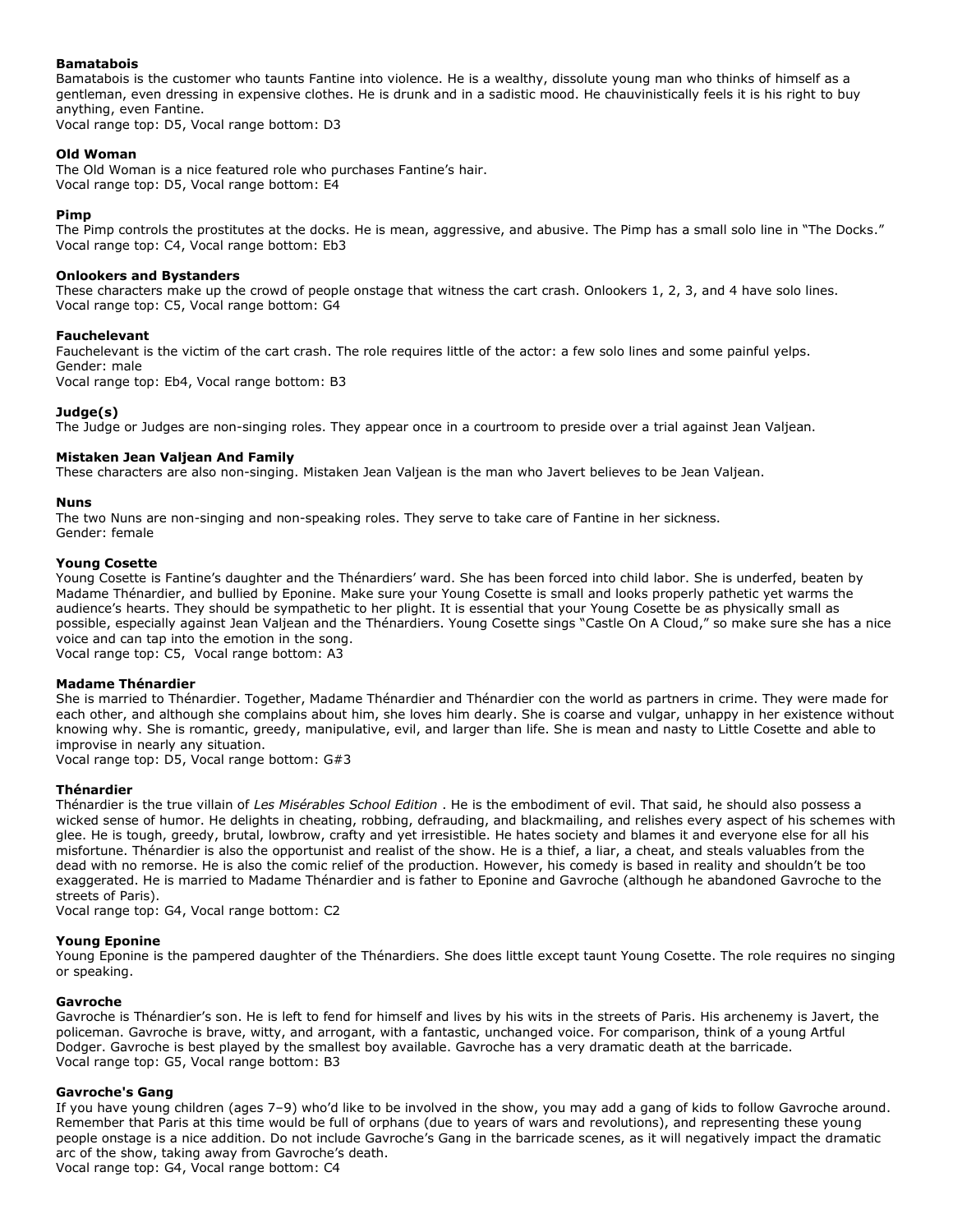### Bamatabois

Bamatabois is the customer who taunts Fantine into violence. He is a wealthy, dissolute young man who thinks of himself as a gentleman, even dressing in expensive clothes. He is drunk and in a sadistic mood. He chauvinistically feels it is his right to buy anything, even Fantine.
Vocal range top: D5, Vocal range bottom: D3

### Old Woman

The Old Woman is a nice featured role who purchases Fantine's hair.
Vocal range top: D5, Vocal range bottom: E4

### Pimp

The Pimp controls the prostitutes at the docks. He is mean, aggressive, and abusive. The Pimp has a small solo line in "The Docks."
Vocal range top: C4, Vocal range bottom: Eb3

### Onlookers and Bystanders

These characters make up the crowd of people onstage that witness the cart crash. Onlookers 1, 2, 3, and 4 have solo lines.
Vocal range top: C5, Vocal range bottom: G4

### Fauchelevant

Fauchelevant is the victim of the cart crash. The role requires little of the actor: a few solo lines and some painful yelps.
Gender: male
Vocal range top: Eb4, Vocal range bottom: B3

### Judge(s)

The Judge or Judges are non-singing roles. They appear once in a courtroom to preside over a trial against Jean Valjean.

### Mistaken Jean Valjean And Family

These characters are also non-singing. Mistaken Jean Valjean is the man who Javert believes to be Jean Valjean.

### Nuns

The two Nuns are non-singing and non-speaking roles. They serve to take care of Fantine in her sickness.
Gender: female

### Young Cosette

Young Cosette is Fantine's daughter and the Thénardiers' ward. She has been forced into child labor. She is underfed, beaten by Madame Thénardier, and bullied by Eponine. Make sure your Young Cosette is small and looks properly pathetic yet warms the audience's hearts. They should be sympathetic to her plight. It is essential that your Young Cosette be as physically small as possible, especially against Jean Valjean and the Thénardiers. Young Cosette sings "Castle On A Cloud," so make sure she has a nice voice and can tap into the emotion in the song.
Vocal range top: C5, Vocal range bottom: A3

### Madame Thénardier

She is married to Thénardier. Together, Madame Thénardier and Thénardier con the world as partners in crime. They were made for each other, and although she complains about him, she loves him dearly. She is coarse and vulgar, unhappy in her existence without knowing why. She is romantic, greedy, manipulative, evil, and larger than life. She is mean and nasty to Little Cosette and able to improvise in nearly any situation.
Vocal range top: D5, Vocal range bottom: G#3

### Thénardier

Thénardier is the true villain of *Les Misérables School Edition* . He is the embodiment of evil. That said, he should also possess a wicked sense of humor. He delights in cheating, robbing, defrauding, and blackmailing, and relishes every aspect of his schemes with glee. He is tough, greedy, brutal, lowbrow, crafty and yet irresistible. He hates society and blames it and everyone else for all his misfortune. Thénardier is also the opportunist and realist of the show. He is a thief, a liar, a cheat, and steals valuables from the dead with no remorse. He is also the comic relief of the production. However, his comedy is based in reality and shouldn't be too exaggerated. He is married to Madame Thénardier and is father to Eponine and Gavroche (although he abandoned Gavroche to the streets of Paris).
Vocal range top: G4, Vocal range bottom: C2

### Young Eponine

Young Eponine is the pampered daughter of the Thénardiers. She does little except taunt Young Cosette. The role requires no singing or speaking.

### Gavroche

Gavroche is Thénardier's son. He is left to fend for himself and lives by his wits in the streets of Paris. His archenemy is Javert, the policeman. Gavroche is brave, witty, and arrogant, with a fantastic, unchanged voice. For comparison, think of a young Artful Dodger. Gavroche is best played by the smallest boy available. Gavroche has a very dramatic death at the barricade.
Vocal range top: G5, Vocal range bottom: B3

### Gavroche's Gang

If you have young children (ages 7–9) who'd like to be involved in the show, you may add a gang of kids to follow Gavroche around. Remember that Paris at this time would be full of orphans (due to years of wars and revolutions), and representing these young people onstage is a nice addition. Do not include Gavroche's Gang in the barricade scenes, as it will negatively impact the dramatic arc of the show, taking away from Gavroche's death.
Vocal range top: G4, Vocal range bottom: C4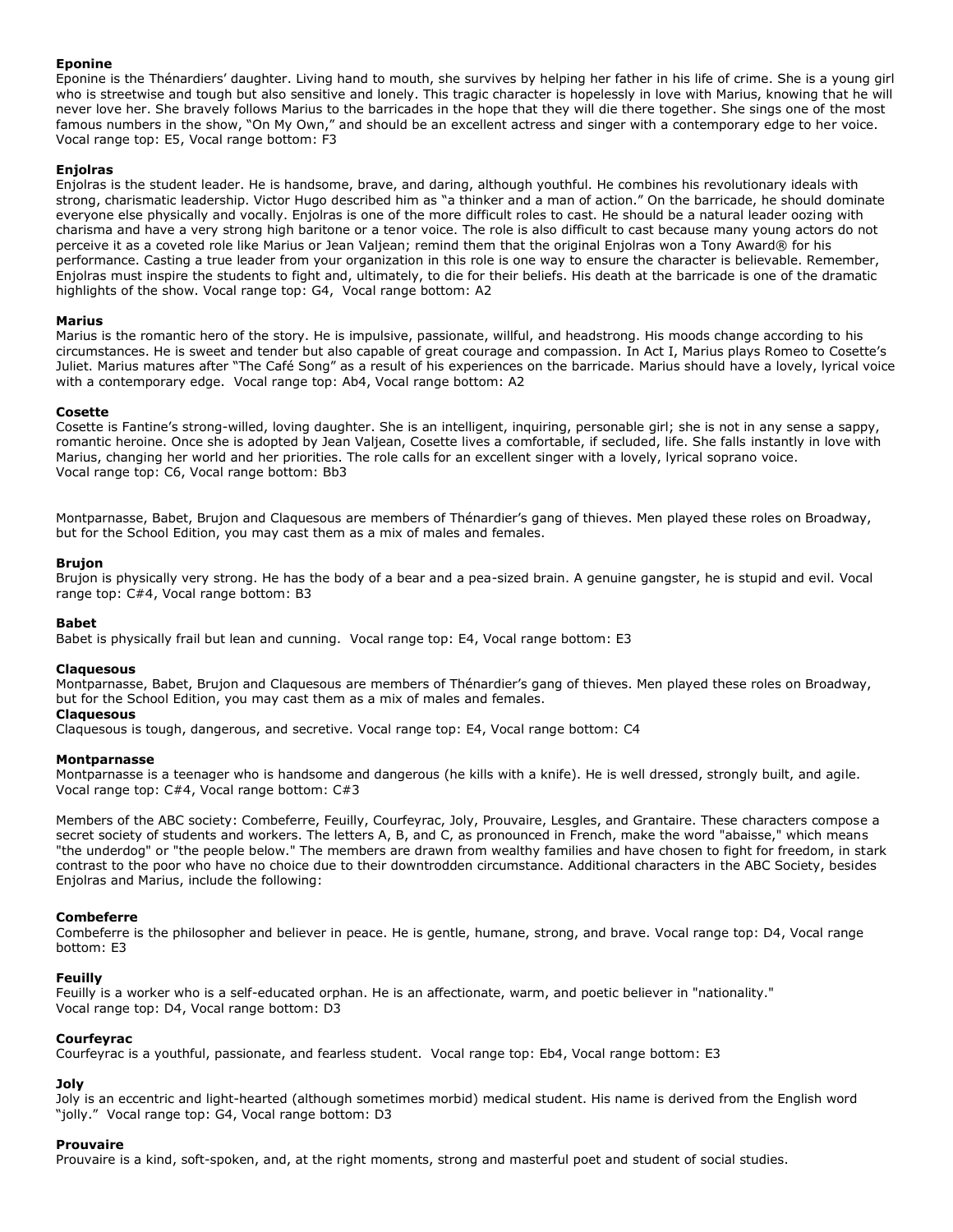**Eponine**

Eponine is the Thénardiers' daughter. Living hand to mouth, she survives by helping her father in his life of crime. She is a young girl who is streetwise and tough but also sensitive and lonely. This tragic character is hopelessly in love with Marius, knowing that he will never love her. She bravely follows Marius to the barricades in the hope that they will die there together. She sings one of the most famous numbers in the show, "On My Own," and should be an excellent actress and singer with a contemporary edge to her voice. Vocal range top: E5, Vocal range bottom: F3

**Enjolras**

Enjolras is the student leader. He is handsome, brave, and daring, although youthful. He combines his revolutionary ideals with strong, charismatic leadership. Victor Hugo described him as "a thinker and a man of action." On the barricade, he should dominate everyone else physically and vocally. Enjolras is one of the more difficult roles to cast. He should be a natural leader oozing with charisma and have a very strong high baritone or a tenor voice. The role is also difficult to cast because many young actors do not perceive it as a coveted role like Marius or Jean Valjean; remind them that the original Enjolras won a Tony Award® for his performance. Casting a true leader from your organization in this role is one way to ensure the character is believable. Remember, Enjolras must inspire the students to fight and, ultimately, to die for their beliefs. His death at the barricade is one of the dramatic highlights of the show. Vocal range top: G4, Vocal range bottom: A2

**Marius**

Marius is the romantic hero of the story. He is impulsive, passionate, willful, and headstrong. His moods change according to his circumstances. He is sweet and tender but also capable of great courage and compassion. In Act I, Marius plays Romeo to Cosette's Juliet. Marius matures after "The Café Song" as a result of his experiences on the barricade. Marius should have a lovely, lyrical voice with a contemporary edge. Vocal range top: Ab4, Vocal range bottom: A2

**Cosette**

Cosette is Fantine's strong-willed, loving daughter. She is an intelligent, inquiring, personable girl; she is not in any sense a sappy, romantic heroine. Once she is adopted by Jean Valjean, Cosette lives a comfortable, if secluded, life. She falls instantly in love with Marius, changing her world and her priorities. The role calls for an excellent singer with a lovely, lyrical soprano voice. Vocal range top: C6, Vocal range bottom: Bb3

Montparnasse, Babet, Brujon and Claquesous are members of Thénardier's gang of thieves. Men played these roles on Broadway, but for the School Edition, you may cast them as a mix of males and females.

**Brujon**

Brujon is physically very strong. He has the body of a bear and a pea-sized brain. A genuine gangster, he is stupid and evil. Vocal range top: C#4, Vocal range bottom: B3

**Babet**

Babet is physically frail but lean and cunning. Vocal range top: E4, Vocal range bottom: E3

**Claquesous**

Montparnasse, Babet, Brujon and Claquesous are members of Thénardier's gang of thieves. Men played these roles on Broadway, but for the School Edition, you may cast them as a mix of males and females.

**Claquesous**

Claquesous is tough, dangerous, and secretive. Vocal range top: E4, Vocal range bottom: C4

**Montparnasse**

Montparnasse is a teenager who is handsome and dangerous (he kills with a knife). He is well dressed, strongly built, and agile. Vocal range top: C#4, Vocal range bottom: C#3

Members of the ABC society: Combeferre, Feuilly, Courfeyrac, Joly, Prouvaire, Lesgles, and Grantaire. These characters compose a secret society of students and workers. The letters A, B, and C, as pronounced in French, make the word "abaisse," which means "the underdog" or "the people below." The members are drawn from wealthy families and have chosen to fight for freedom, in stark contrast to the poor who have no choice due to their downtrodden circumstance. Additional characters in the ABC Society, besides Enjolras and Marius, include the following:

**Combeferre**

Combeferre is the philosopher and believer in peace. He is gentle, humane, strong, and brave. Vocal range top: D4, Vocal range bottom: E3

**Feuilly**

Feuilly is a worker who is a self-educated orphan. He is an affectionate, warm, and poetic believer in "nationality." Vocal range top: D4, Vocal range bottom: D3

**Courfeyrac**

Courfeyrac is a youthful, passionate, and fearless student. Vocal range top: Eb4, Vocal range bottom: E3

**Joly**

Joly is an eccentric and light-hearted (although sometimes morbid) medical student. His name is derived from the English word "jolly." Vocal range top: G4, Vocal range bottom: D3

**Prouvaire**

Prouvaire is a kind, soft-spoken, and, at the right moments, strong and masterful poet and student of social studies.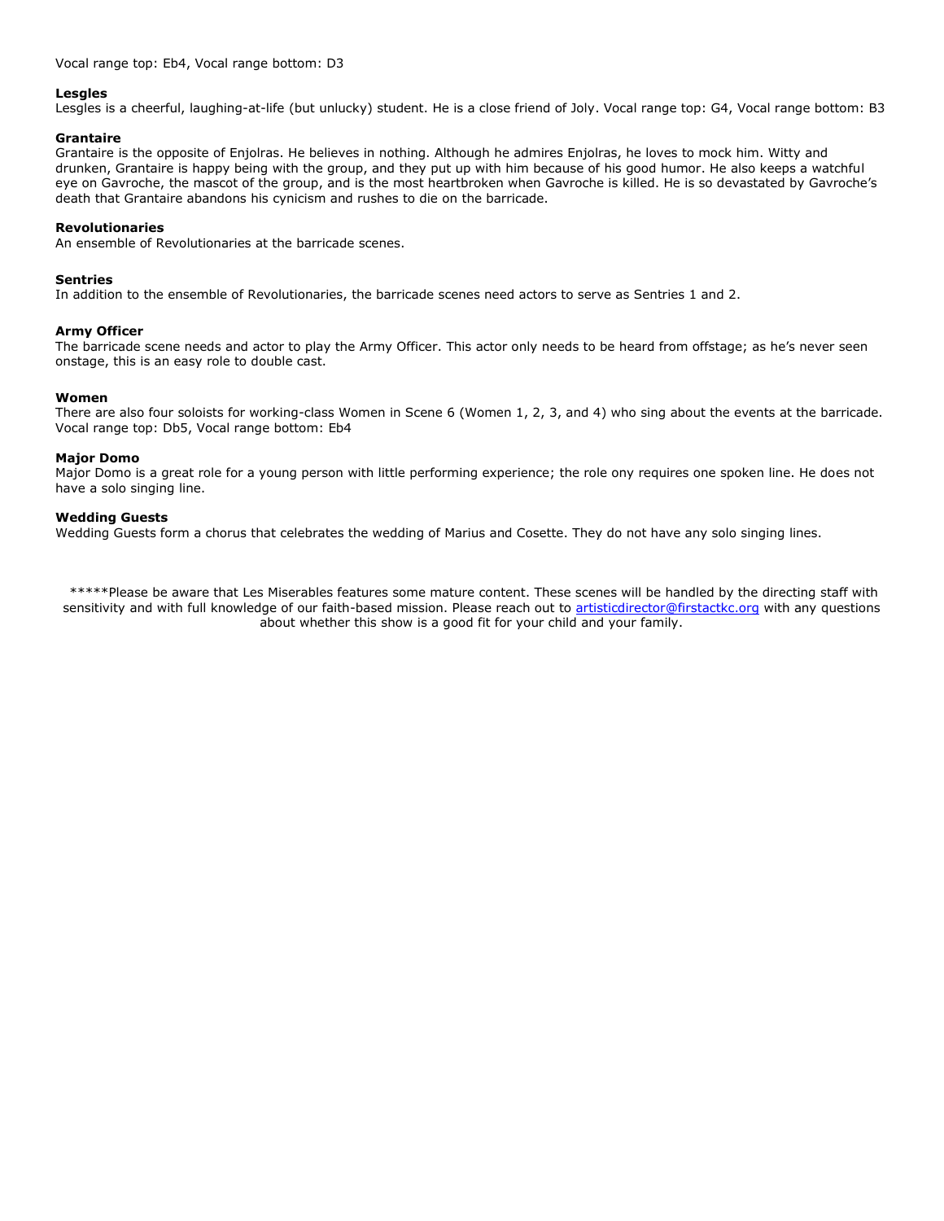Vocal range top: Eb4, Vocal range bottom: D3

**Lesgles**
Lesgles is a cheerful, laughing-at-life (but unlucky) student. He is a close friend of Joly. Vocal range top: G4, Vocal range bottom: B3

**Grantaire**
Grantaire is the opposite of Enjolras. He believes in nothing. Although he admires Enjolras, he loves to mock him. Witty and drunken, Grantaire is happy being with the group, and they put up with him because of his good humor. He also keeps a watchful eye on Gavroche, the mascot of the group, and is the most heartbroken when Gavroche is killed. He is so devastated by Gavroche's death that Grantaire abandons his cynicism and rushes to die on the barricade.

**Revolutionaries**
An ensemble of Revolutionaries at the barricade scenes.

**Sentries**
In addition to the ensemble of Revolutionaries, the barricade scenes need actors to serve as Sentries 1 and 2.

**Army Officer**
The barricade scene needs and actor to play the Army Officer. This actor only needs to be heard from offstage; as he's never seen onstage, this is an easy role to double cast.

**Women**
There are also four soloists for working-class Women in Scene 6 (Women 1, 2, 3, and 4) who sing about the events at the barricade. Vocal range top: Db5, Vocal range bottom: Eb4

**Major Domo**
Major Domo is a great role for a young person with little performing experience; the role ony requires one spoken line. He does not have a solo singing line.

**Wedding Guests**
Wedding Guests form a chorus that celebrates the wedding of Marius and Cosette. They do not have any solo singing lines.

*****Please be aware that Les Miserables features some mature content. These scenes will be handled by the directing staff with sensitivity and with full knowledge of our faith-based mission. Please reach out to artisticdirector@firstactkc.org with any questions about whether this show is a good fit for your child and your family.